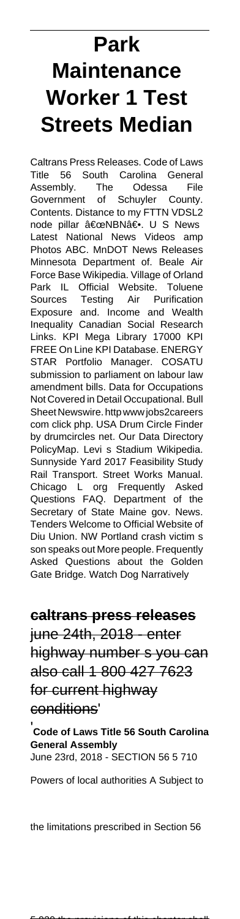# Park Maintenance Worker 1 Test Streets Median

Caltrans Press Releases. Code of Laws Title 56 South Carolina General Assembly. The Odessa File Government of Schuyler County. Contents. Distance to my FTTN VDSL2 node pillar â€œNBNâ€•. U S News Latest National News Videos amp Photos ABC. MnDOT News Releases Minnesota Department of. Beale Air Force Base Wikipedia. Village of Orland Park IL Official Website. Toluene Sources Testing Air Purification Exposure and. Income and Wealth Inequality Canadian Social Research Links. KPI Mega Library 17000 KPI FREE On Line KPI Database. ENERGY STAR Portfolio Manager. COSATU submission to parliament on labour law amendment bills. Data for Occupations Not Covered in Detail Occupational. Bull Sheet Newswire. http www jobs2careers com click php. USA Drum Circle Finder by drumcircles net. Our Data Directory PolicyMap. Levi s Stadium Wikipedia. Sunnyside Yard 2017 Feasibility Study Rail Transport. Street Works Manual. Chicago L org Frequently Asked Questions FAQ. Department of the Secretary of State Maine gov. News. Tenders Welcome to Official Website of Diu Union. NW Portland crash victim s son speaks out More people. Frequently Asked Questions about the Golden Gate Bridge. Watch Dog Narratively

## ~~caltrans press releases~~

~~june 24th, 2018 - enter highway number s you can also call 1 800 427 7623 for current highway conditions~~'

'**Code of Laws Title 56 South Carolina General Assembly**
June 23rd, 2018 - SECTION 56 5 710 Powers of local authorities A Subject to the limitations prescribed in Section 56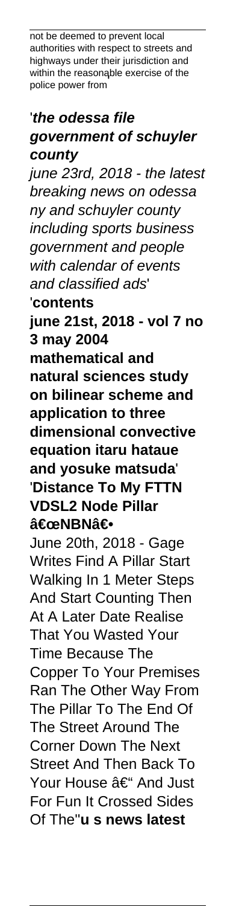not be deemed to prevent local authorities with respect to streets and highways under their jurisdiction and within the reasonable exercise of the police power from

'***the odessa file government of schuyler county***

*june 23rd, 2018 - the latest breaking news on odessa ny and schuyler county including sports business government and people with calendar of events and classified ads*'

'**contents**

**june 21st, 2018 - vol 7 no 3 may 2004 mathematical and natural sciences study on bilinear scheme and application to three dimensional convective equation itaru hataue and yosuke matsuda**'

'**Distance To My FTTN VDSL2 Node Pillar â€œNBNâ€•**

June 20th, 2018 - Gage Writes Find A Pillar Start Walking In 1 Meter Steps And Start Counting Then At A Later Date Realise That You Wasted Your Time Because The Copper To Your Premises Ran The Other Way From The Pillar To The End Of The Street Around The Corner Down The Next Street And Then Back To Your House â€“ And Just For Fun It Crossed Sides Of The''**u s news latest**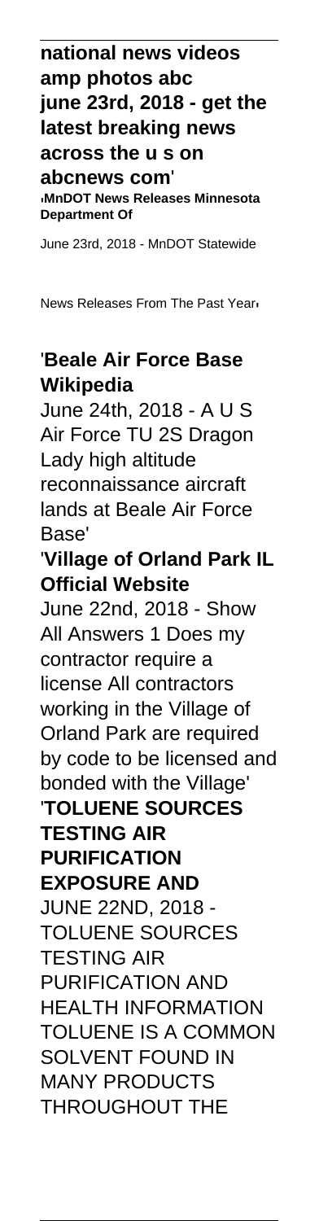**national news videos amp photos abc june 23rd, 2018 - get the latest breaking news across the u s on abcnews com**'

'**MnDOT News Releases Minnesota Department Of**

June 23rd, 2018 - MnDOT Statewide News Releases From The Past Year'

'**Beale Air Force Base Wikipedia**

June 24th, 2018 - A U S Air Force TU 2S Dragon Lady high altitude reconnaissance aircraft lands at Beale Air Force Base'

'**Village of Orland Park IL Official Website**

June 22nd, 2018 - Show All Answers 1 Does my contractor require a license All contractors working in the Village of Orland Park are required by code to be licensed and bonded with the Village'

'**TOLUENE SOURCES TESTING AIR PURIFICATION EXPOSURE AND**

JUNE 22ND, 2018 - TOLUENE SOURCES TESTING AIR PURIFICATION AND HEALTH INFORMATION TOLUENE IS A COMMON SOLVENT FOUND IN MANY PRODUCTS THROUGHOUT THE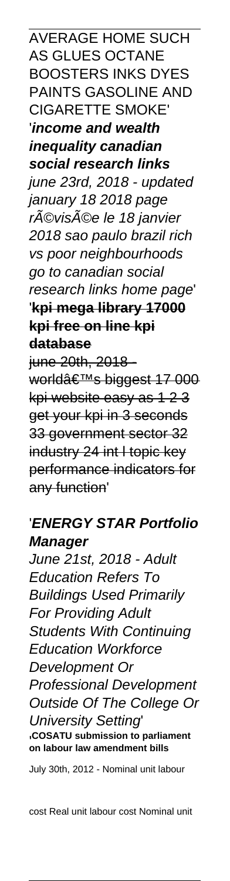AVERAGE HOME SUCH AS GLUES OCTANE BOOSTERS INKS DYES PAINTS GASOLINE AND CIGARETTE SMOKE'

'**income and wealth inequality canadian social research links**
*june 23rd, 2018 - updated january 18 2018 page rÃ©visÃ©e le 18 janvier 2018 sao paulo brazil rich vs poor neighbourhoods go to canadian social research links home page*'

'**kpi mega library 17000 kpi free on line kpi database**
~~june 20th, 2018 - worldâ€™s biggest 17 000 kpi website easy as 1 2 3 get your kpi in 3 seconds 33 government sector 32 industry 24 int l topic key performance indicators for any function~~'

'***ENERGY STAR Portfolio Manager***
*June 21st, 2018 - Adult Education Refers To Buildings Used Primarily For Providing Adult Students With Continuing Education Workforce Development Or Professional Development Outside Of The College Or University Setting*'

'**COSATU submission to parliament on labour law amendment bills**

July 30th, 2012 - Nominal unit labour

cost Real unit labour cost Nominal unit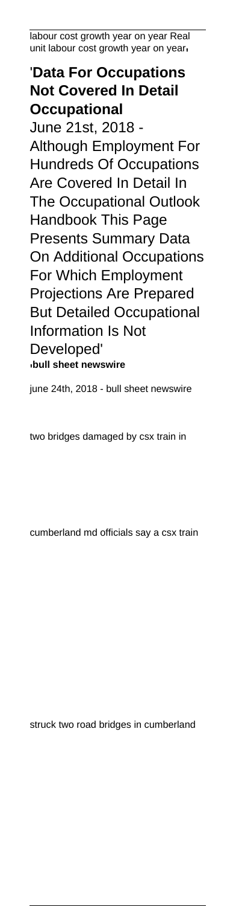labour cost growth year on year Real unit labour cost growth year on year'

'**Data For Occupations Not Covered In Detail Occupational**

June 21st, 2018 - Although Employment For Hundreds Of Occupations Are Covered In Detail In The Occupational Outlook Handbook This Page Presents Summary Data On Additional Occupations For Which Employment Projections Are Prepared But Detailed Occupational Information Is Not Developed'

'**bull sheet newswire**

june 24th, 2018 - bull sheet newswire

two bridges damaged by csx train in

cumberland md officials say a csx train

struck two road bridges in cumberland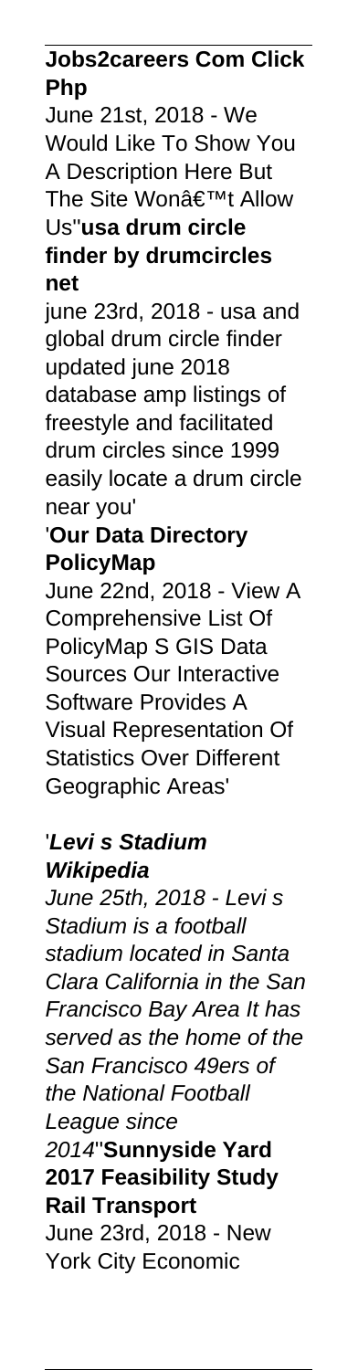**Jobs2careers Com Click Php**

June 21st, 2018 - We Would Like To Show You A Description Here But The Site Wonâ€™t Allow Us''**usa drum circle finder by drumcircles net**

june 23rd, 2018 - usa and global drum circle finder updated june 2018 database amp listings of freestyle and facilitated drum circles since 1999 easily locate a drum circle near you'

'**Our Data Directory PolicyMap**

June 22nd, 2018 - View A Comprehensive List Of PolicyMap S GIS Data Sources Our Interactive Software Provides A Visual Representation Of Statistics Over Different Geographic Areas'

'***Levi s Stadium Wikipedia***

*June 25th, 2018 - Levi s Stadium is a football stadium located in Santa Clara California in the San Francisco Bay Area It has served as the home of the San Francisco 49ers of the National Football League since 2014*''**Sunnyside Yard 2017 Feasibility Study Rail Transport**

June 23rd, 2018 - New York City Economic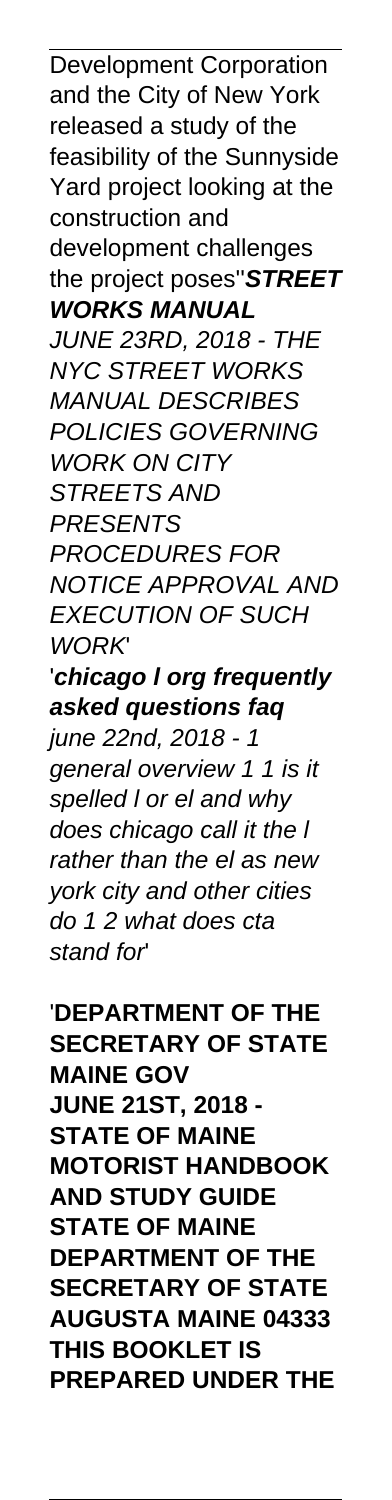Development Corporation and the City of New York released a study of the feasibility of the Sunnyside Yard project looking at the construction and development challenges the project poses''***STREET WORKS MANUAL***

*JUNE 23RD, 2018 - THE NYC STREET WORKS MANUAL DESCRIBES POLICIES GOVERNING WORK ON CITY STREETS AND PRESENTS PROCEDURES FOR NOTICE APPROVAL AND EXECUTION OF SUCH WORK*'

'***chicago l org frequently asked questions faq***

*june 22nd, 2018 - 1 general overview 1 1 is it spelled l or el and why does chicago call it the l rather than the el as new york city and other cities do 1 2 what does cta stand for*'

'**DEPARTMENT OF THE SECRETARY OF STATE MAINE GOV**

**JUNE 21ST, 2018 - STATE OF MAINE MOTORIST HANDBOOK AND STUDY GUIDE STATE OF MAINE DEPARTMENT OF THE SECRETARY OF STATE AUGUSTA MAINE 04333 THIS BOOKLET IS PREPARED UNDER THE**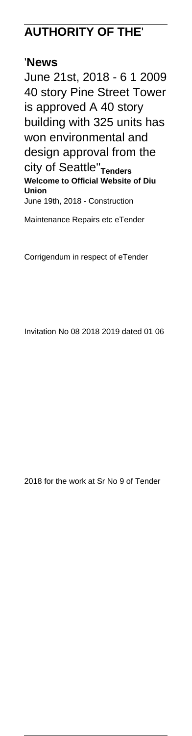## AUTHORITY OF THE'

'**News**

June 21st, 2018 - 6 1 2009 40 story Pine Street Tower is approved A 40 story building with 325 units has won environmental and design approval from the city of Seattle''**Tenders Welcome to Official Website of Diu Union**

June 19th, 2018 - Construction

Maintenance Repairs etc eTender

Corrigendum in respect of eTender

Invitation No 08 2018 2019 dated 01 06

2018 for the work at Sr No 9 of Tender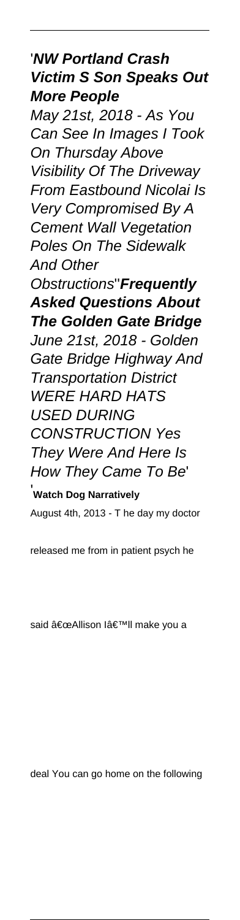'**NW Portland Crash Victim S Son Speaks Out More People**

*May 21st, 2018 - As You Can See In Images I Took On Thursday Above Visibility Of The Driveway From Eastbound Nicolai Is Very Compromised By A Cement Wall Vegetation Poles On The Sidewalk And Other Obstructions*''**Frequently Asked Questions About The Golden Gate Bridge**

*June 21st, 2018 - Golden Gate Bridge Highway And Transportation District WERE HARD HATS USED DURING CONSTRUCTION Yes They Were And Here Is How They Came To Be*'

'**Watch Dog Narratively**

August 4th, 2013 - T he day my doctor released me from in patient psych he said â€œAllison Iâ€™ll make you a deal You can go home on the following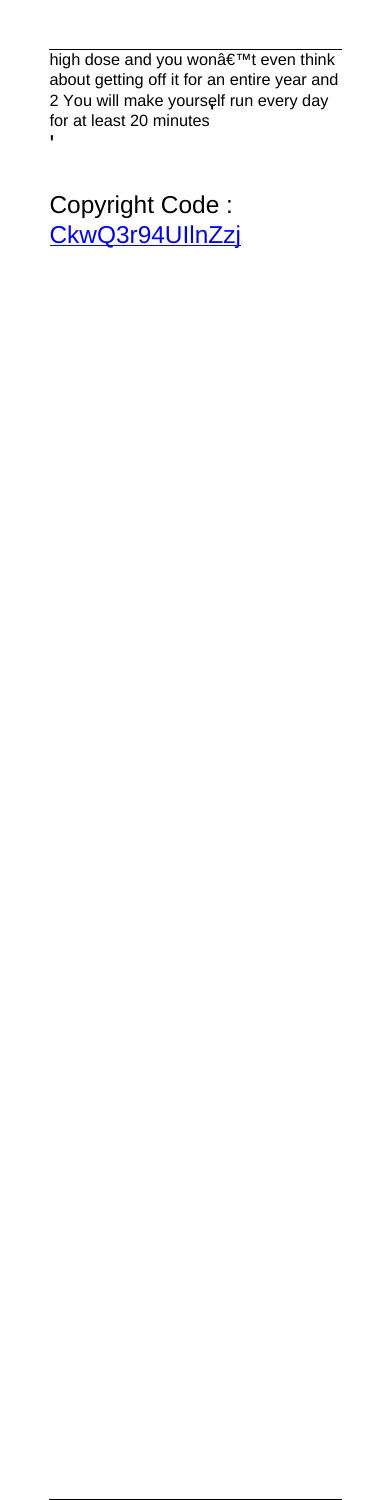high dose and you wonâ€™t even think about getting off it for an entire year and 2 You will make yourself run every day for at least 20 minutes
'

Copyright Code : CkwQ3r94UIlnZzj